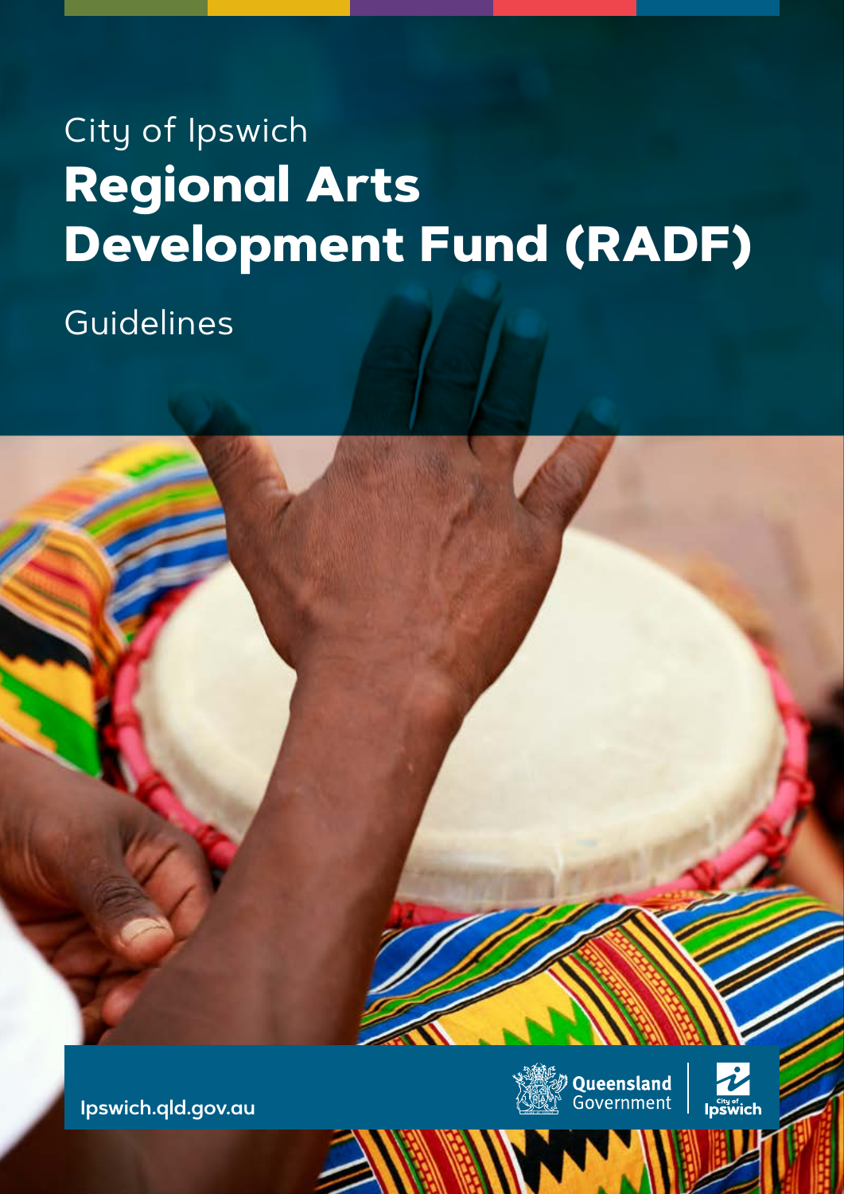City of Ipswich

# Regional Arts Development Fund (RADF)

Guidelines

Ipswich.qld.gov.au

Queensland Government

City of Ipswich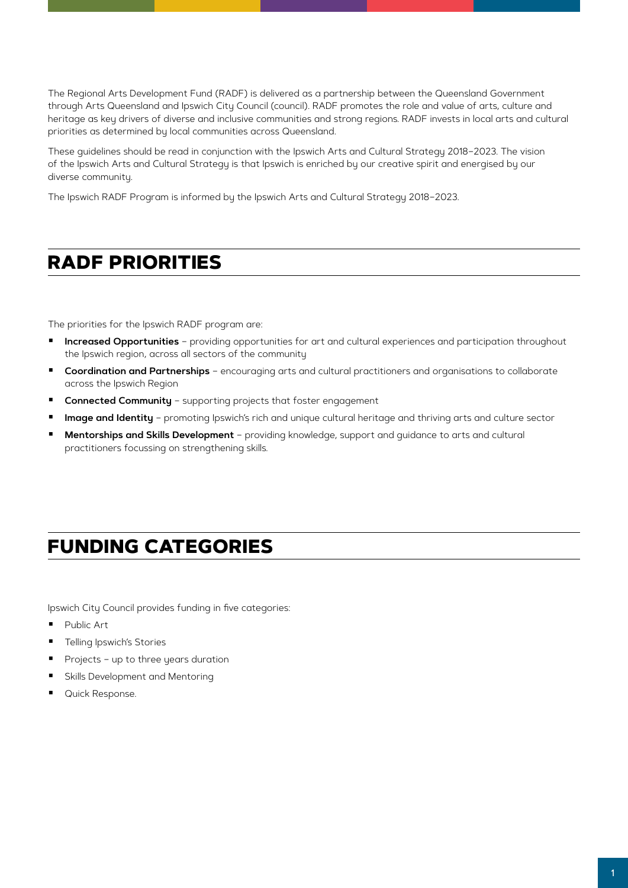The Regional Arts Development Fund (RADF) is delivered as a partnership between the Queensland Government through Arts Queensland and Ipswich City Council (council). RADF promotes the role and value of arts, culture and heritage as key drivers of diverse and inclusive communities and strong regions. RADF invests in local arts and cultural priorities as determined by local communities across Queensland.

These guidelines should be read in conjunction with the Ipswich Arts and Cultural Strategy 2018–2023. The vision of the Ipswich Arts and Cultural Strategy is that Ipswich is enriched by our creative spirit and energised by our diverse community.

The Ipswich RADF Program is informed by the Ipswich Arts and Cultural Strategy 2018–2023.

## RADF PRIORITIES

The priorities for the Ipswich RADF program are:

- **Increased Opportunities** – providing opportunities for art and cultural experiences and participation throughout the Ipswich region, across all sectors of the community
- **Coordination and Partnerships** – encouraging arts and cultural practitioners and organisations to collaborate across the Ipswich Region
- **Connected Community** – supporting projects that foster engagement
- **Image and Identity** – promoting Ipswich's rich and unique cultural heritage and thriving arts and culture sector
- **Mentorships and Skills Development** – providing knowledge, support and guidance to arts and cultural practitioners focussing on strengthening skills.

## FUNDING CATEGORIES

Ipswich City Council provides funding in five categories:

- Public Art
- Telling Ipswich's Stories
- Projects – up to three years duration
- Skills Development and Mentoring
- Quick Response.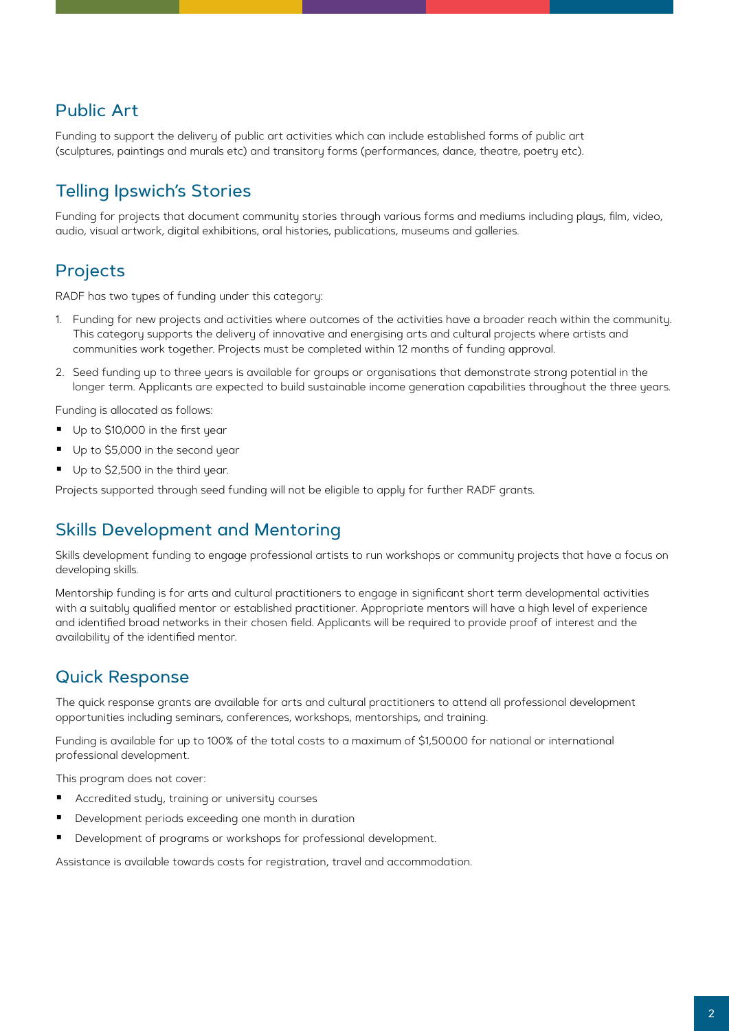## Public Art

Funding to support the delivery of public art activities which can include established forms of public art (sculptures, paintings and murals etc) and transitory forms (performances, dance, theatre, poetry etc).

## Telling Ipswich's Stories

Funding for projects that document community stories through various forms and mediums including plays, film, video, audio, visual artwork, digital exhibitions, oral histories, publications, museums and galleries.

## Projects

RADF has two types of funding under this category:

1. Funding for new projects and activities where outcomes of the activities have a broader reach within the community. This category supports the delivery of innovative and energising arts and cultural projects where artists and communities work together. Projects must be completed within 12 months of funding approval.
2. Seed funding up to three years is available for groups or organisations that demonstrate strong potential in the longer term. Applicants are expected to build sustainable income generation capabilities throughout the three years.

Funding is allocated as follows:

- Up to $10,000 in the first year
- Up to $5,000 in the second year
- Up to $2,500 in the third year.

Projects supported through seed funding will not be eligible to apply for further RADF grants.

## Skills Development and Mentoring

Skills development funding to engage professional artists to run workshops or community projects that have a focus on developing skills.

Mentorship funding is for arts and cultural practitioners to engage in significant short term developmental activities with a suitably qualified mentor or established practitioner. Appropriate mentors will have a high level of experience and identified broad networks in their chosen field. Applicants will be required to provide proof of interest and the availability of the identified mentor.

## Quick Response

The quick response grants are available for arts and cultural practitioners to attend all professional development opportunities including seminars, conferences, workshops, mentorships, and training.

Funding is available for up to 100% of the total costs to a maximum of $1,500.00 for national or international professional development.

This program does not cover:

- Accredited study, training or university courses
- Development periods exceeding one month in duration
- Development of programs or workshops for professional development.

Assistance is available towards costs for registration, travel and accommodation.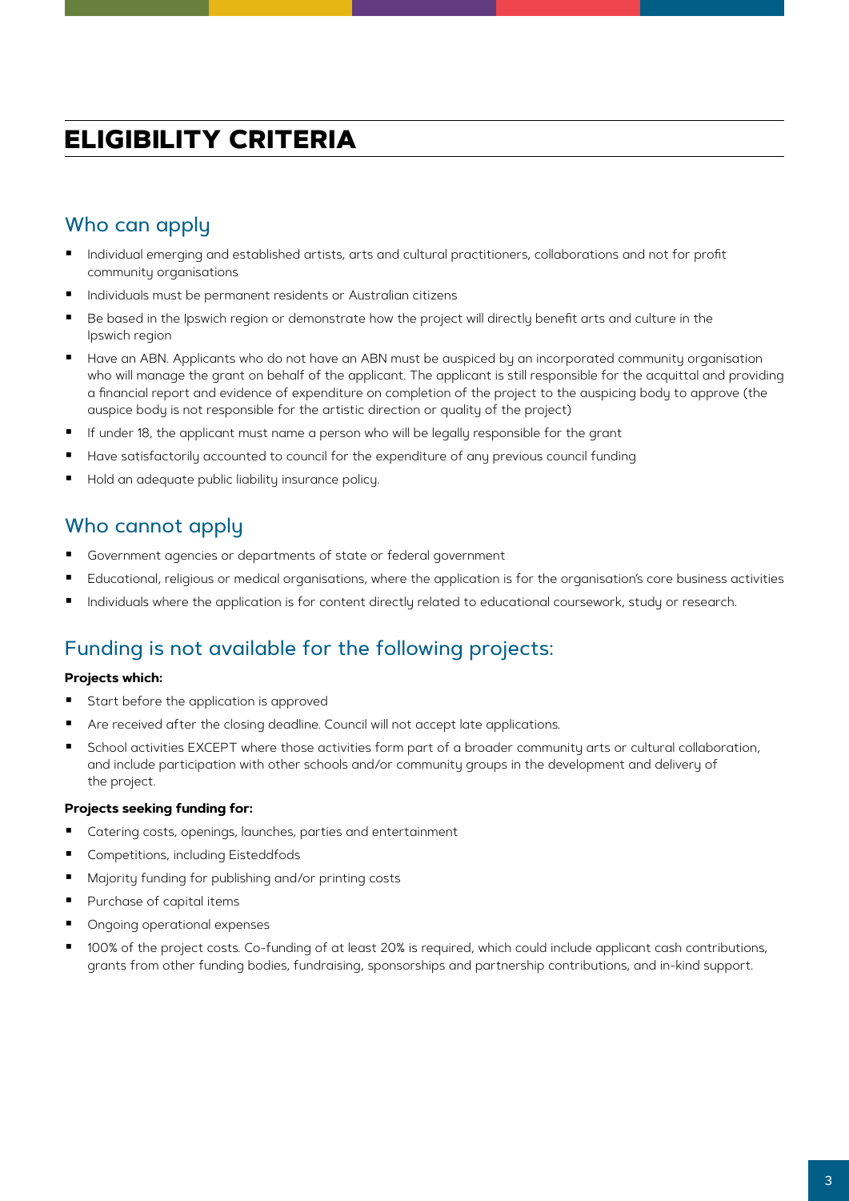# ELIGIBILITY CRITERIA

## Who can apply

- Individual emerging and established artists, arts and cultural practitioners, collaborations and not for profit community organisations
- Individuals must be permanent residents or Australian citizens
- Be based in the Ipswich region or demonstrate how the project will directly benefit arts and culture in the Ipswich region
- Have an ABN. Applicants who do not have an ABN must be auspiced by an incorporated community organisation who will manage the grant on behalf of the applicant. The applicant is still responsible for the acquittal and providing a financial report and evidence of expenditure on completion of the project to the auspicing body to approve (the auspice body is not responsible for the artistic direction or quality of the project)
- If under 18, the applicant must name a person who will be legally responsible for the grant
- Have satisfactorily accounted to council for the expenditure of any previous council funding
- Hold an adequate public liability insurance policy.

## Who cannot apply

- Government agencies or departments of state or federal government
- Educational, religious or medical organisations, where the application is for the organisation's core business activities
- Individuals where the application is for content directly related to educational coursework, study or research.

## Funding is not available for the following projects:

**Projects which:**

- Start before the application is approved
- Are received after the closing deadline. Council will not accept late applications.
- School activities EXCEPT where those activities form part of a broader community arts or cultural collaboration, and include participation with other schools and/or community groups in the development and delivery of the project.

**Projects seeking funding for:**

- Catering costs, openings, launches, parties and entertainment
- Competitions, including Eisteddfods
- Majority funding for publishing and/or printing costs
- Purchase of capital items
- Ongoing operational expenses
- 100% of the project costs. Co-funding of at least 20% is required, which could include applicant cash contributions, grants from other funding bodies, fundraising, sponsorships and partnership contributions, and in-kind support.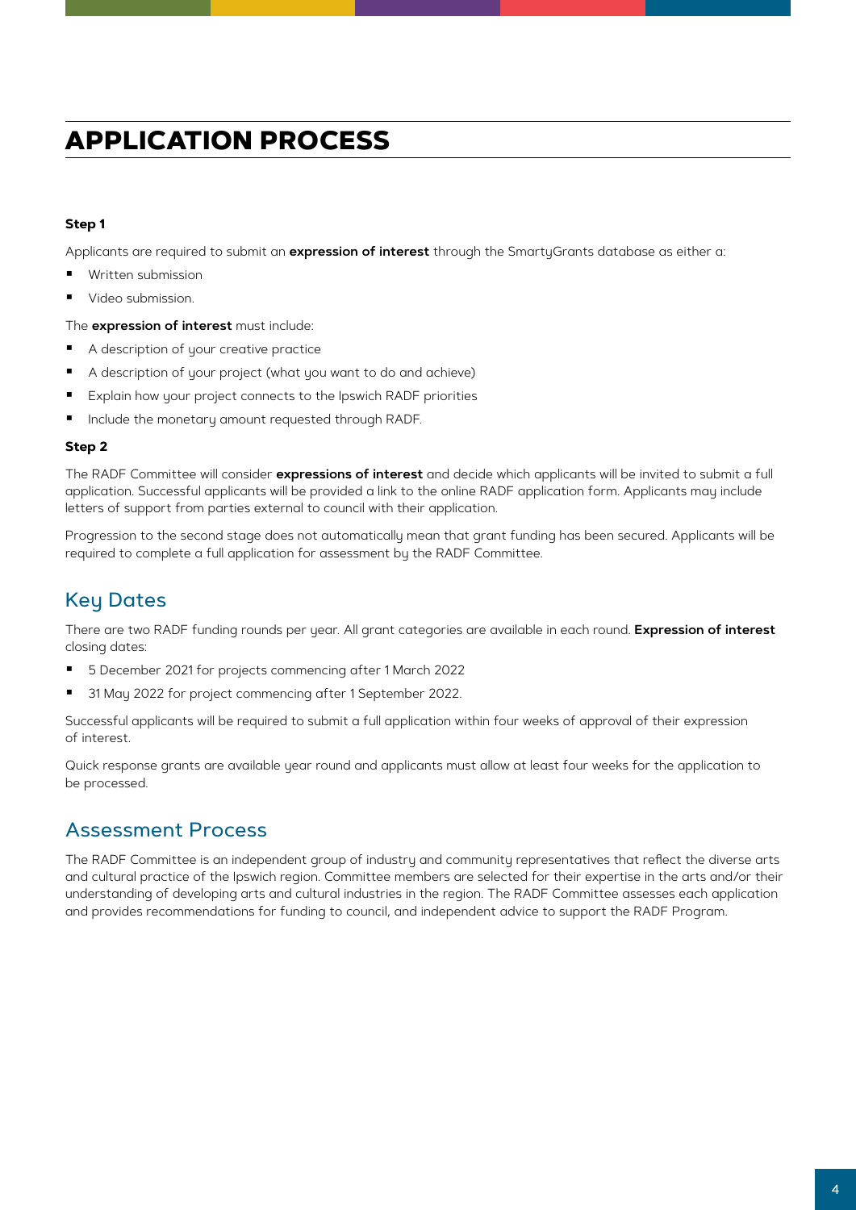# APPLICATION PROCESS

**Step 1**

Applicants are required to submit an **expression of interest** through the SmartyGrants database as either a:

- Written submission
- Video submission.

The **expression of interest** must include:

- A description of your creative practice
- A description of your project (what you want to do and achieve)
- Explain how your project connects to the Ipswich RADF priorities
- Include the monetary amount requested through RADF.

**Step 2**

The RADF Committee will consider **expressions of interest** and decide which applicants will be invited to submit a full application. Successful applicants will be provided a link to the online RADF application form. Applicants may include letters of support from parties external to council with their application.

Progression to the second stage does not automatically mean that grant funding has been secured. Applicants will be required to complete a full application for assessment by the RADF Committee.

## Key Dates

There are two RADF funding rounds per year. All grant categories are available in each round. **Expression of interest** closing dates:

- 5 December 2021 for projects commencing after 1 March 2022
- 31 May 2022 for project commencing after 1 September 2022.

Successful applicants will be required to submit a full application within four weeks of approval of their expression of interest.

Quick response grants are available year round and applicants must allow at least four weeks for the application to be processed.

## Assessment Process

The RADF Committee is an independent group of industry and community representatives that reflect the diverse arts and cultural practice of the Ipswich region. Committee members are selected for their expertise in the arts and/or their understanding of developing arts and cultural industries in the region. The RADF Committee assesses each application and provides recommendations for funding to council, and independent advice to support the RADF Program.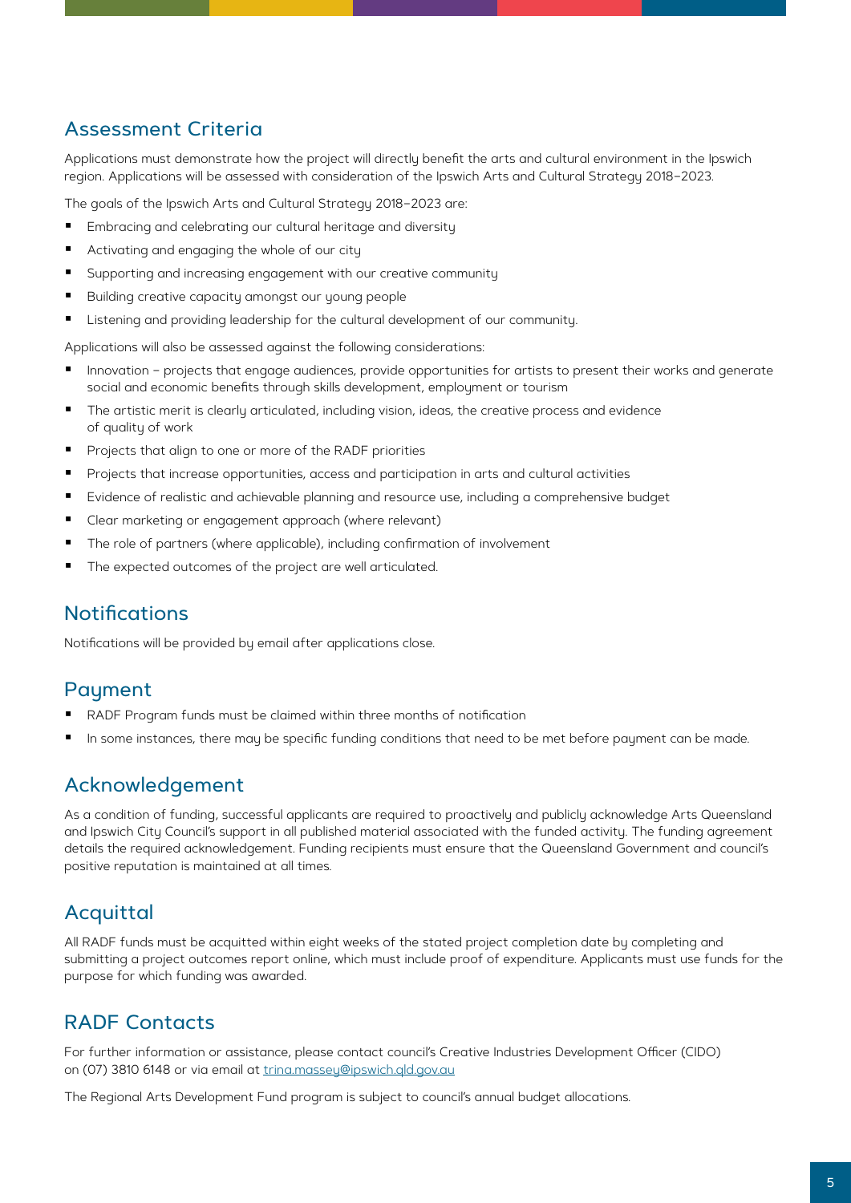## Assessment Criteria

Applications must demonstrate how the project will directly benefit the arts and cultural environment in the Ipswich region. Applications will be assessed with consideration of the Ipswich Arts and Cultural Strategy 2018–2023.

The goals of the Ipswich Arts and Cultural Strategy 2018–2023 are:

- Embracing and celebrating our cultural heritage and diversity
- Activating and engaging the whole of our city
- Supporting and increasing engagement with our creative community
- Building creative capacity amongst our young people
- Listening and providing leadership for the cultural development of our community.

Applications will also be assessed against the following considerations:

- Innovation – projects that engage audiences, provide opportunities for artists to present their works and generate social and economic benefits through skills development, employment or tourism
- The artistic merit is clearly articulated, including vision, ideas, the creative process and evidence of quality of work
- Projects that align to one or more of the RADF priorities
- Projects that increase opportunities, access and participation in arts and cultural activities
- Evidence of realistic and achievable planning and resource use, including a comprehensive budget
- Clear marketing or engagement approach (where relevant)
- The role of partners (where applicable), including confirmation of involvement
- The expected outcomes of the project are well articulated.

## Notifications

Notifications will be provided by email after applications close.

## Payment

- RADF Program funds must be claimed within three months of notification
- In some instances, there may be specific funding conditions that need to be met before payment can be made.

## Acknowledgement

As a condition of funding, successful applicants are required to proactively and publicly acknowledge Arts Queensland and Ipswich City Council's support in all published material associated with the funded activity. The funding agreement details the required acknowledgement. Funding recipients must ensure that the Queensland Government and council's positive reputation is maintained at all times.

## Acquittal

All RADF funds must be acquitted within eight weeks of the stated project completion date by completing and submitting a project outcomes report online, which must include proof of expenditure. Applicants must use funds for the purpose for which funding was awarded.

## RADF Contacts

For further information or assistance, please contact council's Creative Industries Development Officer (CIDO) on (07) 3810 6148 or via email at trina.massey@ipswich.qld.gov.au

The Regional Arts Development Fund program is subject to council's annual budget allocations.